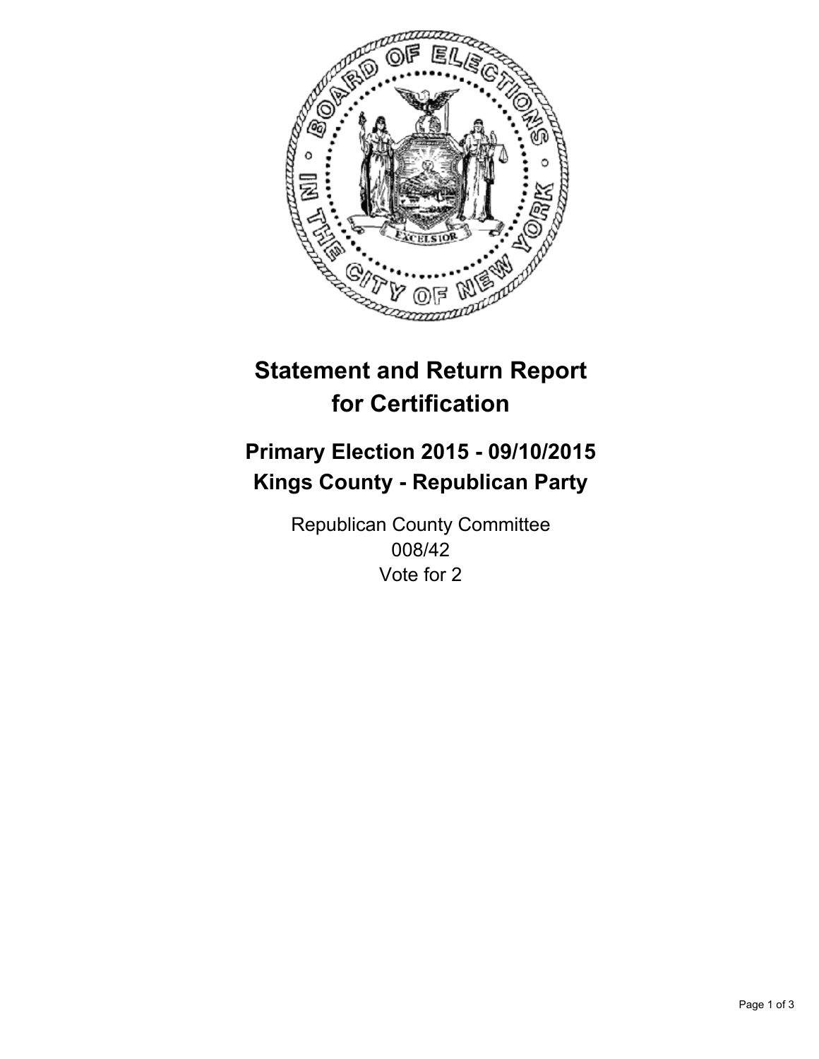# Statement and Return Report for Certification

## Primary Election 2015 - 09/10/2015
## Kings County - Republican Party

Republican County Committee
008/42
Vote for 2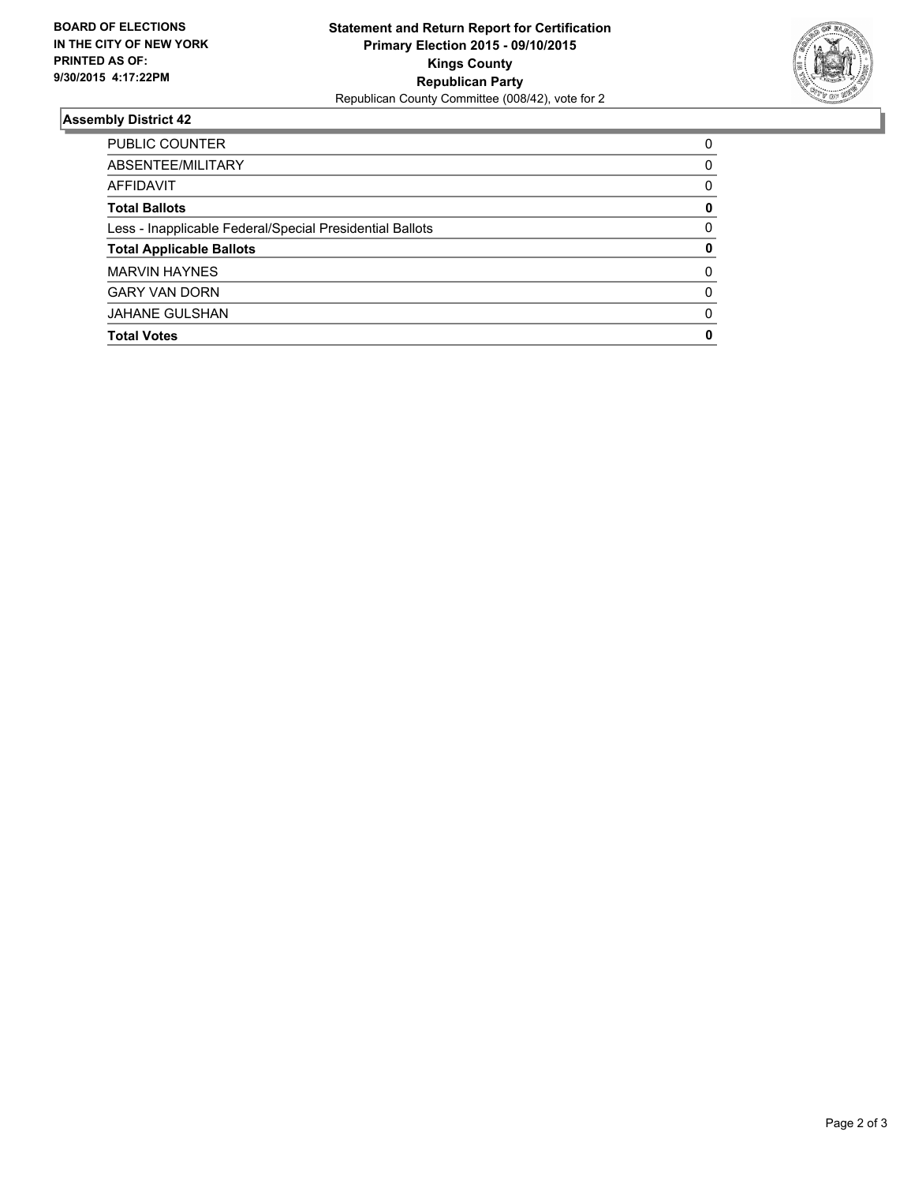**BOARD OF ELECTIONS IN THE CITY OF NEW YORK PRINTED AS OF: 9/30/2015 4:17:22PM**

**Statement and Return Report for Certification**
**Primary Election 2015 - 09/10/2015**
**Kings County**
**Republican Party**
Republican County Committee (008/42), vote for 2

## Assembly District 42

| | |
|---|---|
| PUBLIC COUNTER | 0 |
| ABSENTEE/MILITARY | 0 |
| AFFIDAVIT | 0 |
| **Total Ballots** | **0** |
| Less - Inapplicable Federal/Special Presidential Ballots | 0 |
| **Total Applicable Ballots** | **0** |
| MARVIN HAYNES | 0 |
| GARY VAN DORN | 0 |
| JAHANE GULSHAN | 0 |
| **Total Votes** | **0** |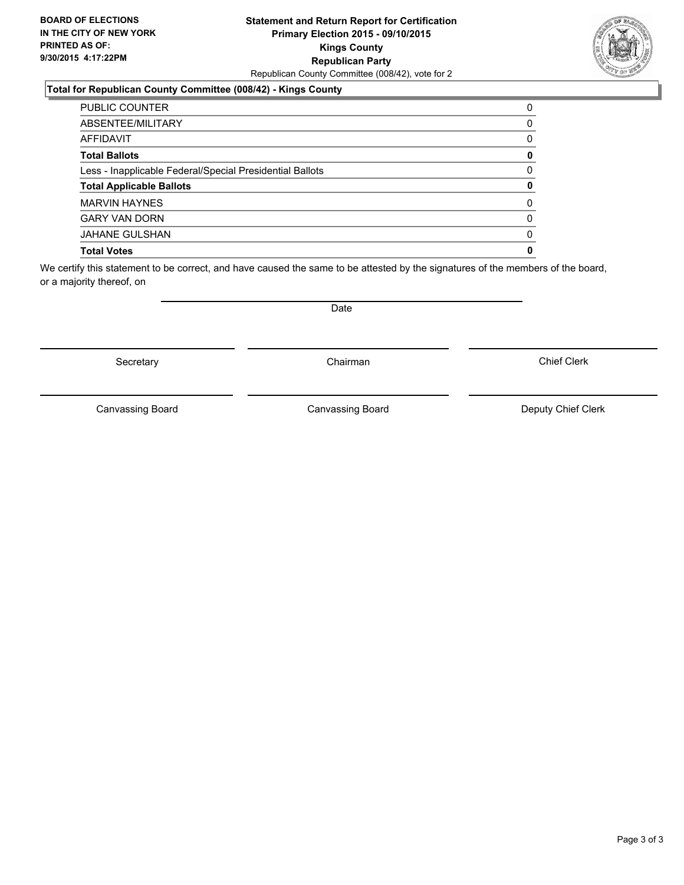**BOARD OF ELECTIONS IN THE CITY OF NEW YORK**
**PRINTED AS OF:**
**9/30/2015 4:17:22PM**

**Statement and Return Report for Certification**
**Primary Election 2015 - 09/10/2015**
**Kings County**
**Republican Party**
Republican County Committee (008/42), vote for 2

### Total for Republican County Committee (008/42) - Kings County

| | |
|---|---|
| PUBLIC COUNTER | 0 |
| ABSENTEE/MILITARY | 0 |
| AFFIDAVIT | 0 |
| **Total Ballots** | **0** |
| Less - Inapplicable Federal/Special Presidential Ballots | 0 |
| **Total Applicable Ballots** | **0** |
| MARVIN HAYNES | 0 |
| GARY VAN DORN | 0 |
| JAHANE GULSHAN | 0 |
| **Total Votes** | **0** |

We certify this statement to be correct, and have caused the same to be attested by the signatures of the members of the board, or a majority thereof, on

Date

Secretary

Chairman

Chief Clerk

Canvassing Board

Canvassing Board

Deputy Chief Clerk